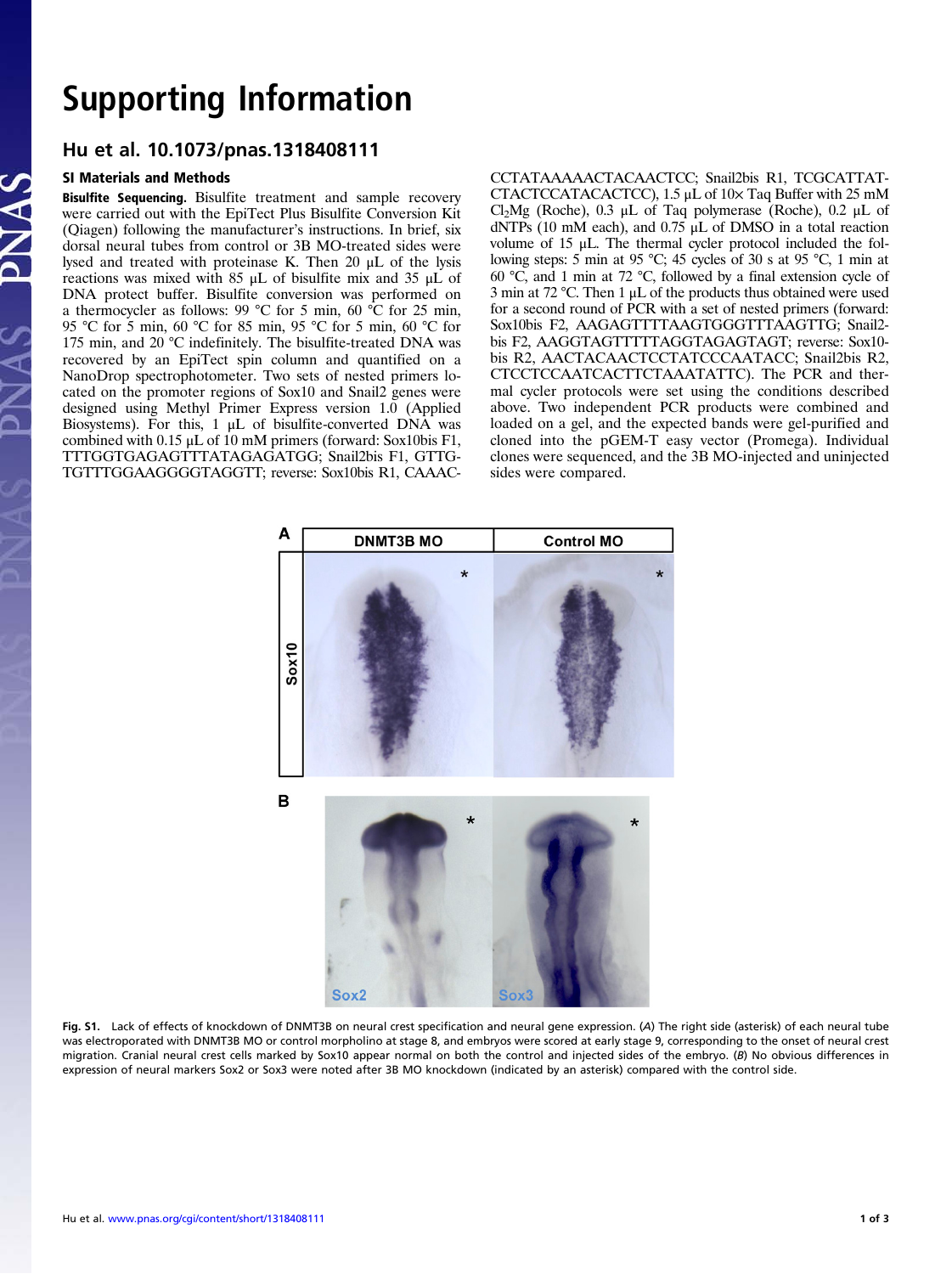# Supporting Information

## Hu et al. 10.1073/pnas.1318408111

### SI Materials and Methods

**Bisulfite Sequencing.** Bisulfite treatment and sample recovery were carried out with the EpiTect Plus Bisulfite Conversion Kit (Qiagen) following the manufacturer's instructions. In brief, six dorsal neural tubes from control or 3B MO-treated sides were lysed and treated with proteinase K. Then 20 μL of the lysis reactions was mixed with 85 μL of bisulfite mix and 35 μL of DNA protect buffer. Bisulfite conversion was performed on a thermocycler as follows: 99 °C for 5 min, 60 °C for 25 min, 95 °C for 5 min, 60 °C for 85 min, 95 °C for 5 min, 60 °C for 175 min, and 20 °C indefinitely. The bisulfite-treated DNA was recovered by an EpiTect spin column and quantified on a NanoDrop spectrophotometer. Two sets of nested primers located on the promoter regions of Sox10 and Snail2 genes were designed using Methyl Primer Express version 1.0 (Applied Biosystems). For this, 1 μL of bisulfite-converted DNA was combined with 0.15 μL of 10 mM primers (forward: Sox10bis F1, TTTGGTGAGAGTTTATAGAGATGG; Snail2bis F1, GTTGTGTTTGGAAGGGGTAGGTT; reverse: Sox10bis R1, CAAACCCTATAAAAACTACAACTCC; Snail2bis R1, TCGCATTATCTACTCCATACACTCC), 1.5 μL of 10× Taq Buffer with 25 mM $Cl_2Mg$ (Roche), 0.3 μL of Taq polymerase (Roche), 0.2 μL of dNTPs (10 mM each), and 0.75 μL of DMSO in a total reaction volume of 15 μL. The thermal cycler protocol included the following steps: 5 min at 95 °C; 45 cycles of 30 s at 95 °C, 1 min at 60 °C, and 1 min at 72 °C, followed by a final extension cycle of 3 min at 72 °C. Then 1 μL of the products thus obtained were used for a second round of PCR with a set of nested primers (forward: Sox10bis F2, AAGAGTTTTAAGTGGGTTTAAGTTG; Snail2bis F2, AAGGTAGTTTTTAGGTAGAGTAGT; reverse: Sox10bis R2, AACTACAACTCCTATCCCAATACC; Snail2bis R2, CTCCTCCAATCACTTCTAAATATTC). The PCR and thermal cycler protocols were set using the conditions described above. Two independent PCR products were combined and loaded on a gel, and the expected bands were gel-purified and cloned into the pGEM-T easy vector (Promega). Individual clones were sequenced, and the 3B MO-injected and uninjected sides were compared.

Fig. S1. Lack of effects of knockdown of DNMT3B on neural crest specification and neural gene expression. (*A*) The right side (asterisk) of each neural tube was electroporated with DNMT3B MO or control morpholino at stage 8, and embryos were scored at early stage 9, corresponding to the onset of neural crest migration. Cranial neural crest cells marked by Sox10 appear normal on both the control and injected sides of the embryo. (*B*) No obvious differences in expression of neural markers Sox2 or Sox3 were noted after 3B MO knockdown (indicated by an asterisk) compared with the control side.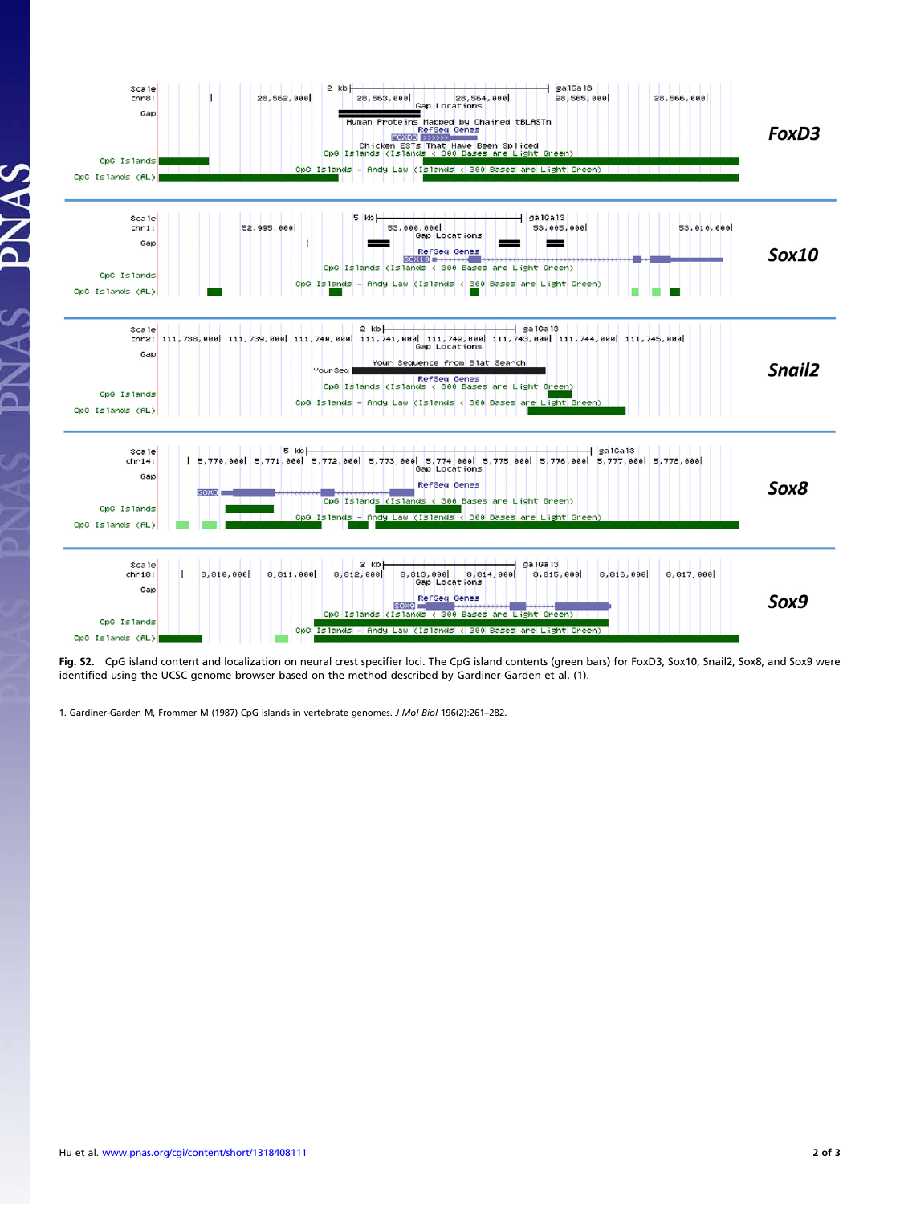**Fig. S2.** CpG island content and localization on neural crest specifier loci. The CpG island contents (green bars) for FoxD3, Sox10, Snail2, Sox8, and Sox9 were identified using the UCSC genome browser based on the method described by Gardiner-Garden et al. (1).

1. Gardiner-Garden M, Frommer M (1987) CpG islands in vertebrate genomes. *J Mol Biol* 196(2):261–282.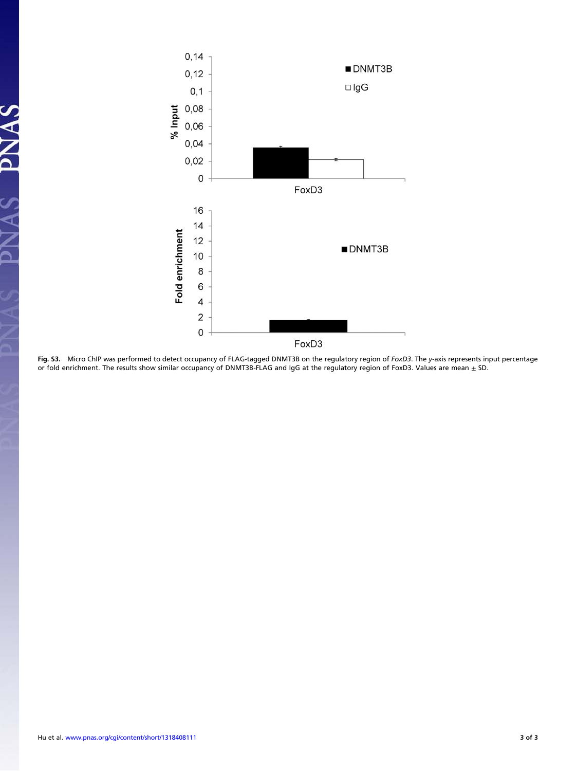0,14
0,12
0,1
0,08
0,06
0,04
0,02
0

% Input

■ DNMT3B
□ IgG

FoxD3

16
14
12
10
8
6
4
2
0

Fold enrichment

■ DNMT3B

FoxD3

**Fig. S3.** Micro ChIP was performed to detect occupancy of FLAG-tagged DNMT3B on the regulatory region of *FoxD3*. The *y*-axis represents input percentage or fold enrichment. The results show similar occupancy of DNMT3B-FLAG and IgG at the regulatory region of FoxD3. Values are mean ± SD.